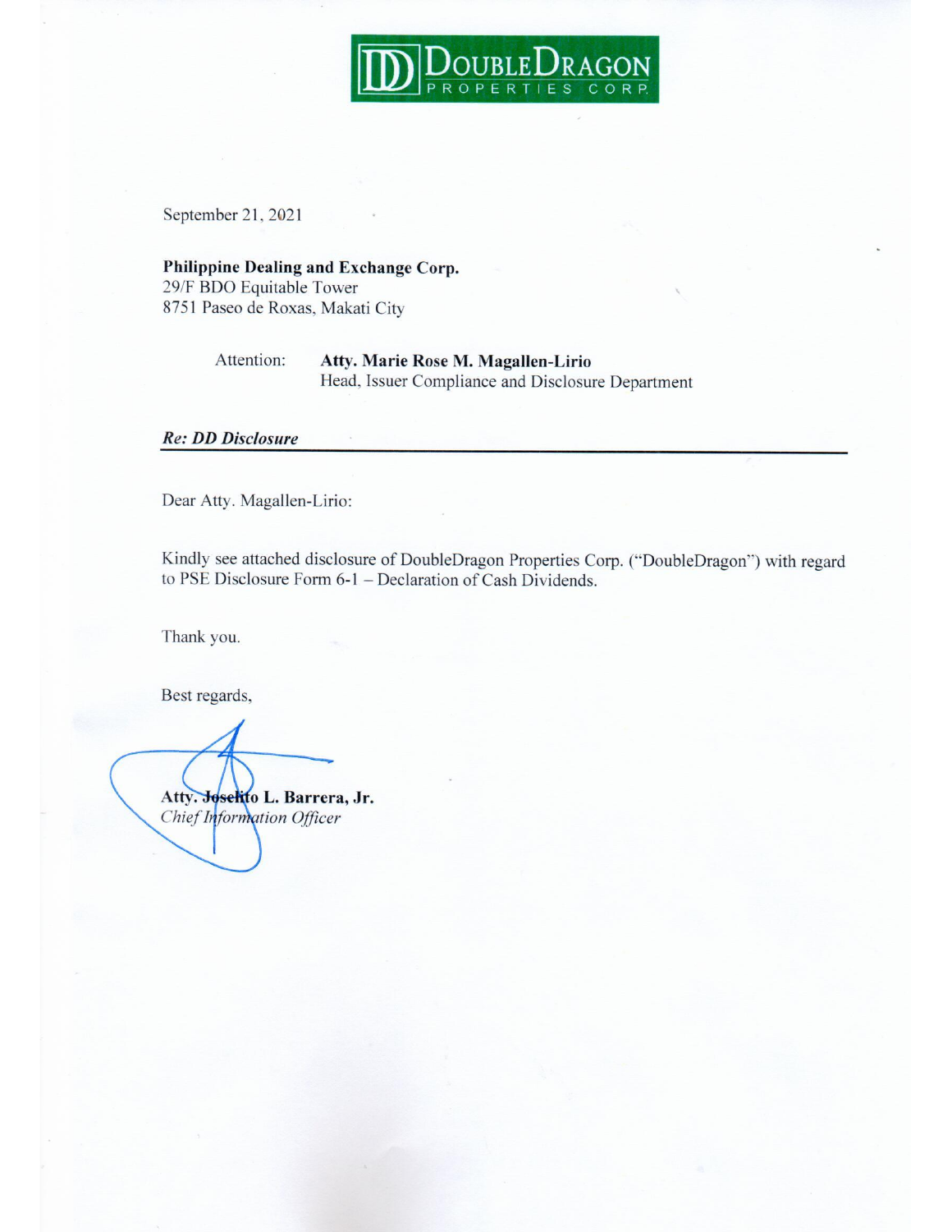**DOUBLEDRAGON PROPERTIES CORP.**

September 21, 2021

**Philippine Dealing and Exchange Corp.**
29/F BDO Equitable Tower
8751 Paseo de Roxas, Makati City

Attention: **Atty. Marie Rose M. Magallen-Lirio**
Head, Issuer Compliance and Disclosure Department

***Re: DD Disclosure***

Dear Atty. Magallen-Lirio:

Kindly see attached disclosure of DoubleDragon Properties Corp. ("DoubleDragon") with regard to PSE Disclosure Form 6-1 – Declaration of Cash Dividends.

Thank you.

Best regards,

**Atty. Joselito L. Barrera, Jr.**
*Chief Information Officer*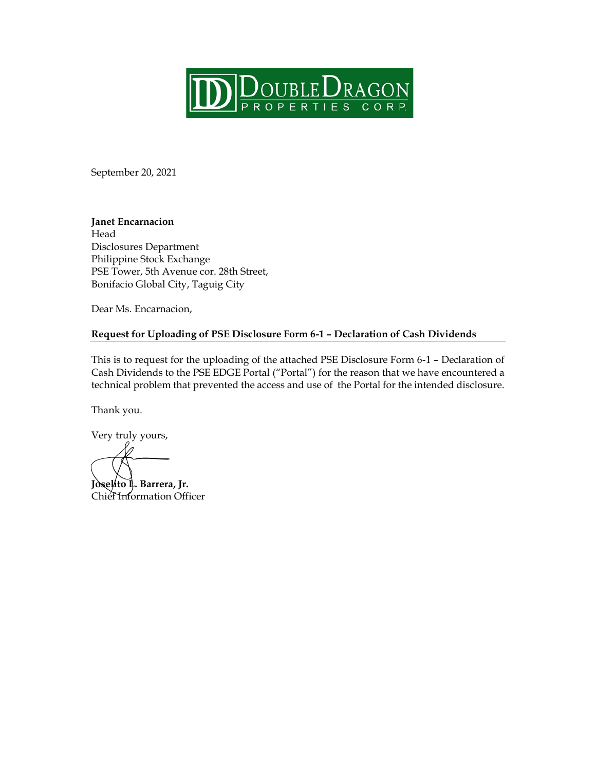DoubleDragon Properties Corp.

September 20, 2021

**Janet Encarnacion**
Head
Disclosures Department
Philippine Stock Exchange
PSE Tower, 5th Avenue cor. 28th Street,
Bonifacio Global City, Taguig City

Dear Ms. Encarnacion,

**Request for Uploading of PSE Disclosure Form 6-1 – Declaration of Cash Dividends**

This is to request for the uploading of the attached PSE Disclosure Form 6-1 – Declaration of Cash Dividends to the PSE EDGE Portal ("Portal") for the reason that we have encountered a technical problem that prevented the access and use of the Portal for the intended disclosure.

Thank you.

Very truly yours,

**Joselito L. Barrera, Jr.**
Chief Information Officer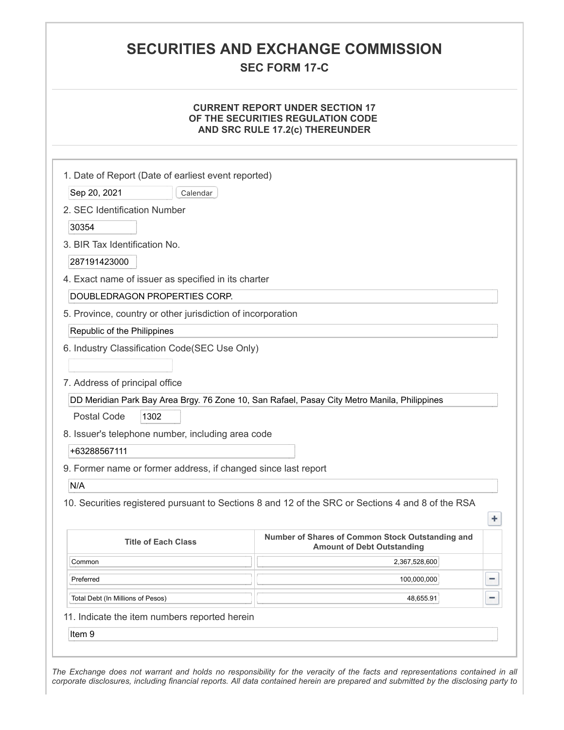# SECURITIES AND EXCHANGE COMMISSION

## SEC FORM 17-C

### CURRENT REPORT UNDER SECTION 17 OF THE SECURITIES REGULATION CODE AND SRC RULE 17.2(c) THEREUNDER

1. Date of Report (Date of earliest event reported)

Sep 20, 2021

2. SEC Identification Number

30354

3. BIR Tax Identification No.

287191423000

4. Exact name of issuer as specified in its charter

DOUBLEDRAGON PROPERTIES CORP.

5. Province, country or other jurisdiction of incorporation

Republic of the Philippines

6. Industry Classification Code(SEC Use Only)

7. Address of principal office

DD Meridian Park Bay Area Brgy. 76 Zone 10, San Rafael, Pasay City Metro Manila, Philippines

Postal Code 1302

8. Issuer's telephone number, including area code

+63288567111

9. Former name or former address, if changed since last report

N/A

10. Securities registered pursuant to Sections 8 and 12 of the SRC or Sections 4 and 8 of the RSA

| Title of Each Class | Number of Shares of Common Stock Outstanding and Amount of Debt Outstanding |
|---|---|
| Common | 2,367,528,600 |
| Preferred | 100,000,000 |
| Total Debt (In Millions of Pesos) | 48,655.91 |

11. Indicate the item numbers reported herein

Item 9

*The Exchange does not warrant and holds no responsibility for the veracity of the facts and representations contained in all corporate disclosures, including financial reports. All data contained herein are prepared and submitted by the disclosing party to*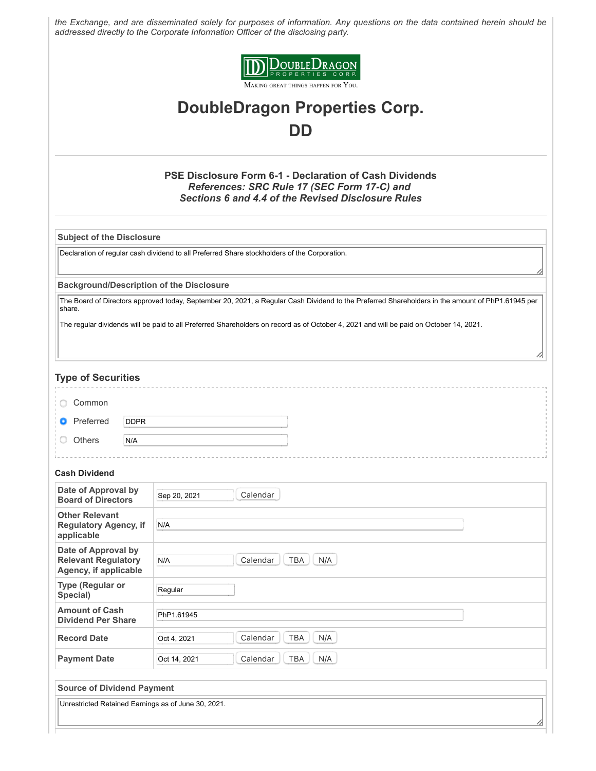the Exchange, and are disseminated solely for purposes of information. Any questions on the data contained herein should be addressed directly to the Corporate Information Officer of the disclosing party.

# DoubleDragon Properties Corp.

# DD

### PSE Disclosure Form 6-1 - Declaration of Cash Dividends

***References: SRC Rule 17 (SEC Form 17-C) and Sections 6 and 4.4 of the Revised Disclosure Rules***

**Subject of the Disclosure**

Declaration of regular cash dividend to all Preferred Share stockholders of the Corporation.

**Background/Description of the Disclosure**

The Board of Directors approved today, September 20, 2021, a Regular Cash Dividend to the Preferred Shareholders in the amount of PhP1.61945 per share.

The regular dividends will be paid to all Preferred Shareholders on record as of October 4, 2021 and will be paid on October 14, 2021.

## Type of Securities

- ○ Common
- ● Preferred: DDPR
- ○ Others: N/A

### Cash Dividend

| | |
|---|---|
| **Date of Approval by Board of Directors** | Sep 20, 2021 |
| **Other Relevant Regulatory Agency, if applicable** | N/A |
| **Date of Approval by Relevant Regulatory Agency, if applicable** | N/A |
| **Type (Regular or Special)** | Regular |
| **Amount of Cash Dividend Per Share** | PhP1.61945 |
| **Record Date** | Oct 4, 2021 |
| **Payment Date** | Oct 14, 2021 |

**Source of Dividend Payment**

Unrestricted Retained Earnings as of June 30, 2021.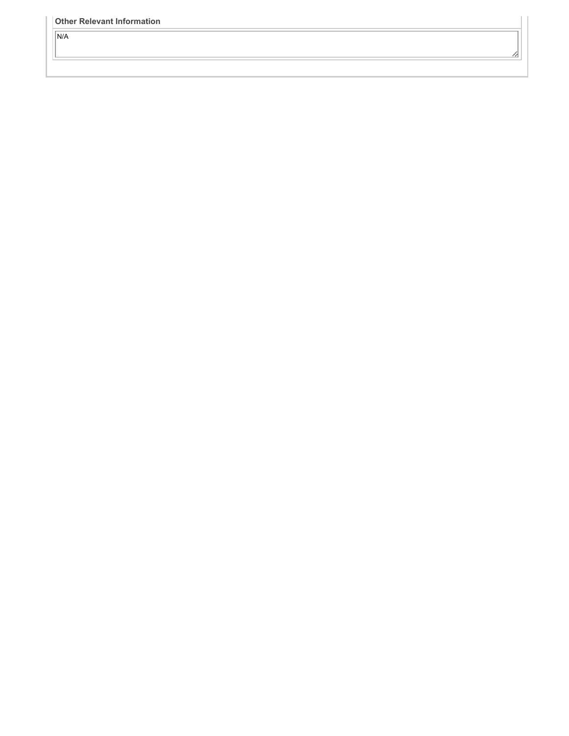**Other Relevant Information**

N/A